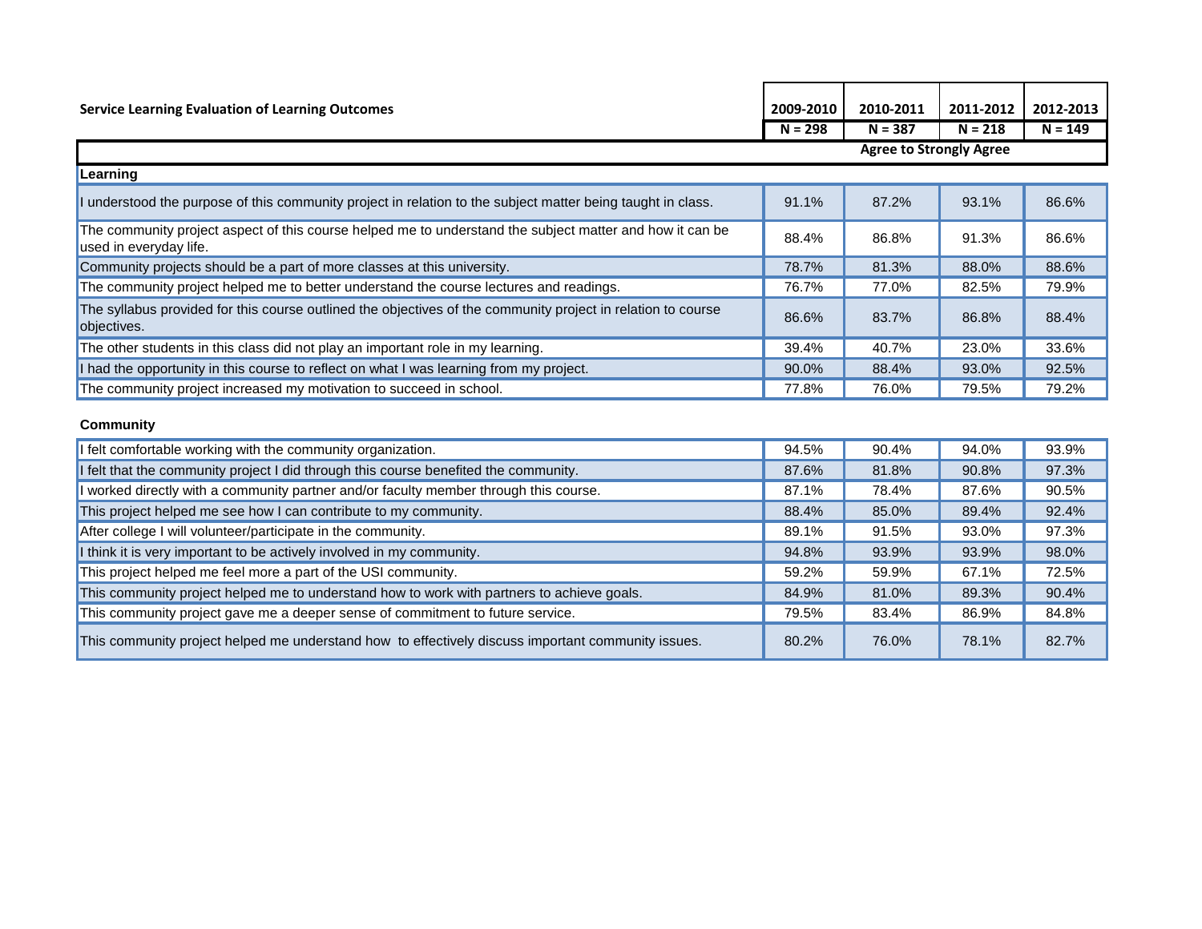| Service Learning Evaluation of Learning Outcomes | 2009-2010 | 2010-2011 | 2011-2012 | 2012-2013 |
|---|---|---|---|---|
| | N = 298 | N = 387 | N = 218 | N = 149 |
| | Agree to Strongly Agree | | | |
| **Learning** | | | | |
| I understood the purpose of this community project in relation to the subject matter being taught in class. | 91.1% | 87.2% | 93.1% | 86.6% |
| The community project aspect of this course helped me to understand the subject matter and how it can be used in everyday life. | 88.4% | 86.8% | 91.3% | 86.6% |
| Community projects should be a part of more classes at this university. | 78.7% | 81.3% | 88.0% | 88.6% |
| The community project helped me to better understand the course lectures and readings. | 76.7% | 77.0% | 82.5% | 79.9% |
| The syllabus provided for this course outlined the objectives of the community project in relation to course objectives. | 86.6% | 83.7% | 86.8% | 88.4% |
| The other students in this class did not play an important role in my learning. | 39.4% | 40.7% | 23.0% | 33.6% |
| I had the opportunity in this course to reflect on what I was learning from my project. | 90.0% | 88.4% | 93.0% | 92.5% |
| The community project increased my motivation to succeed in school. | 77.8% | 76.0% | 79.5% | 79.2% |
| **Community** | | | | |
| I felt comfortable working with the community organization. | 94.5% | 90.4% | 94.0% | 93.9% |
| I felt that the community project I did through this course benefited the community. | 87.6% | 81.8% | 90.8% | 97.3% |
| I worked directly with a community partner and/or faculty member through this course. | 87.1% | 78.4% | 87.6% | 90.5% |
| This project helped me see how I can contribute to my community. | 88.4% | 85.0% | 89.4% | 92.4% |
| After college I will volunteer/participate in the community. | 89.1% | 91.5% | 93.0% | 97.3% |
| I think it is very important to be actively involved in my community. | 94.8% | 93.9% | 93.9% | 98.0% |
| This project helped me feel more a part of the USI community. | 59.2% | 59.9% | 67.1% | 72.5% |
| This community project helped me to understand how to work with partners to achieve goals. | 84.9% | 81.0% | 89.3% | 90.4% |
| This community project gave me a deeper sense of commitment to future service. | 79.5% | 83.4% | 86.9% | 84.8% |
| This community project helped me understand how to effectively discuss important community issues. | 80.2% | 76.0% | 78.1% | 82.7% |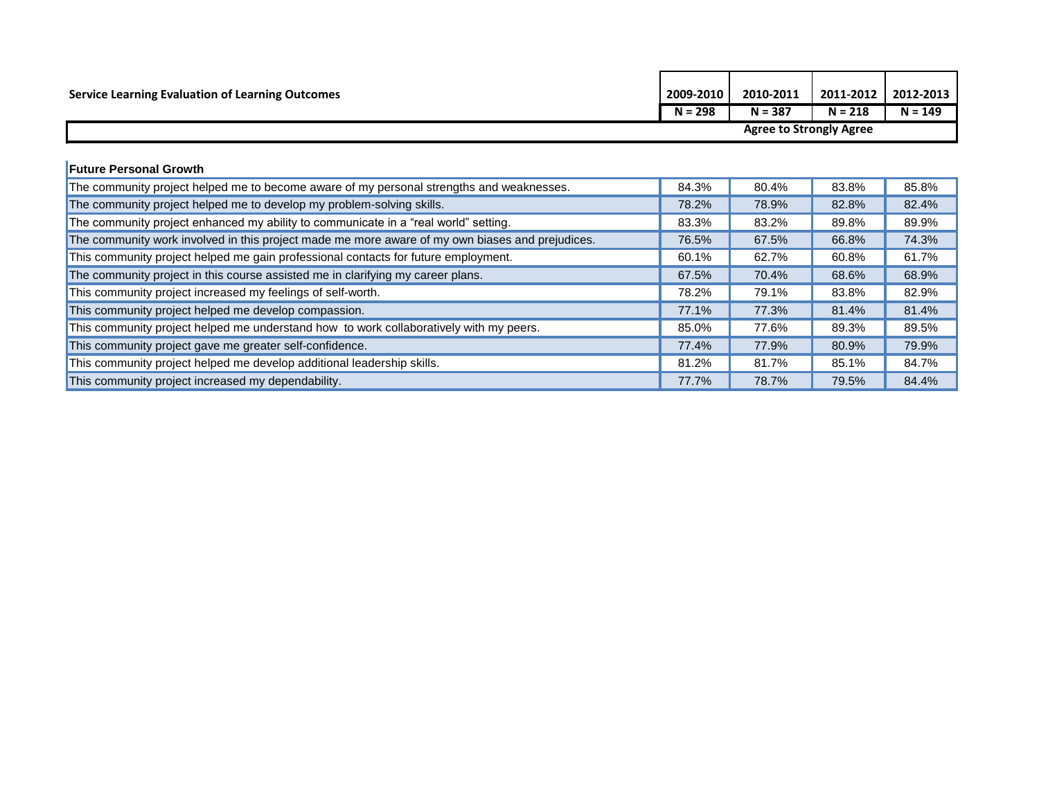| Service Learning Evaluation of Learning Outcomes | 2009-2010 | 2010-2011 | 2011-2012 | 2012-2013 |
|---|---|---|---|---|
| | N = 298 | N = 387 | N = 218 | N = 149 |
| | Agree to Strongly Agree | | | |
| **Future Personal Growth** | | | | |
| The community project helped me to become aware of my personal strengths and weaknesses. | 84.3% | 80.4% | 83.8% | 85.8% |
| The community project helped me to develop my problem-solving skills. | 78.2% | 78.9% | 82.8% | 82.4% |
| The community project enhanced my ability to communicate in a “real world” setting. | 83.3% | 83.2% | 89.8% | 89.9% |
| The community work involved in this project made me more aware of my own biases and prejudices. | 76.5% | 67.5% | 66.8% | 74.3% |
| This community project helped me gain professional contacts for future employment. | 60.1% | 62.7% | 60.8% | 61.7% |
| The community project in this course assisted me in clarifying my career plans. | 67.5% | 70.4% | 68.6% | 68.9% |
| This community project increased my feelings of self-worth. | 78.2% | 79.1% | 83.8% | 82.9% |
| This community project helped me develop compassion. | 77.1% | 77.3% | 81.4% | 81.4% |
| This community project helped me understand how to work collaboratively with my peers. | 85.0% | 77.6% | 89.3% | 89.5% |
| This community project gave me greater self-confidence. | 77.4% | 77.9% | 80.9% | 79.9% |
| This community project helped me develop additional leadership skills. | 81.2% | 81.7% | 85.1% | 84.7% |
| This community project increased my dependability. | 77.7% | 78.7% | 79.5% | 84.4% |